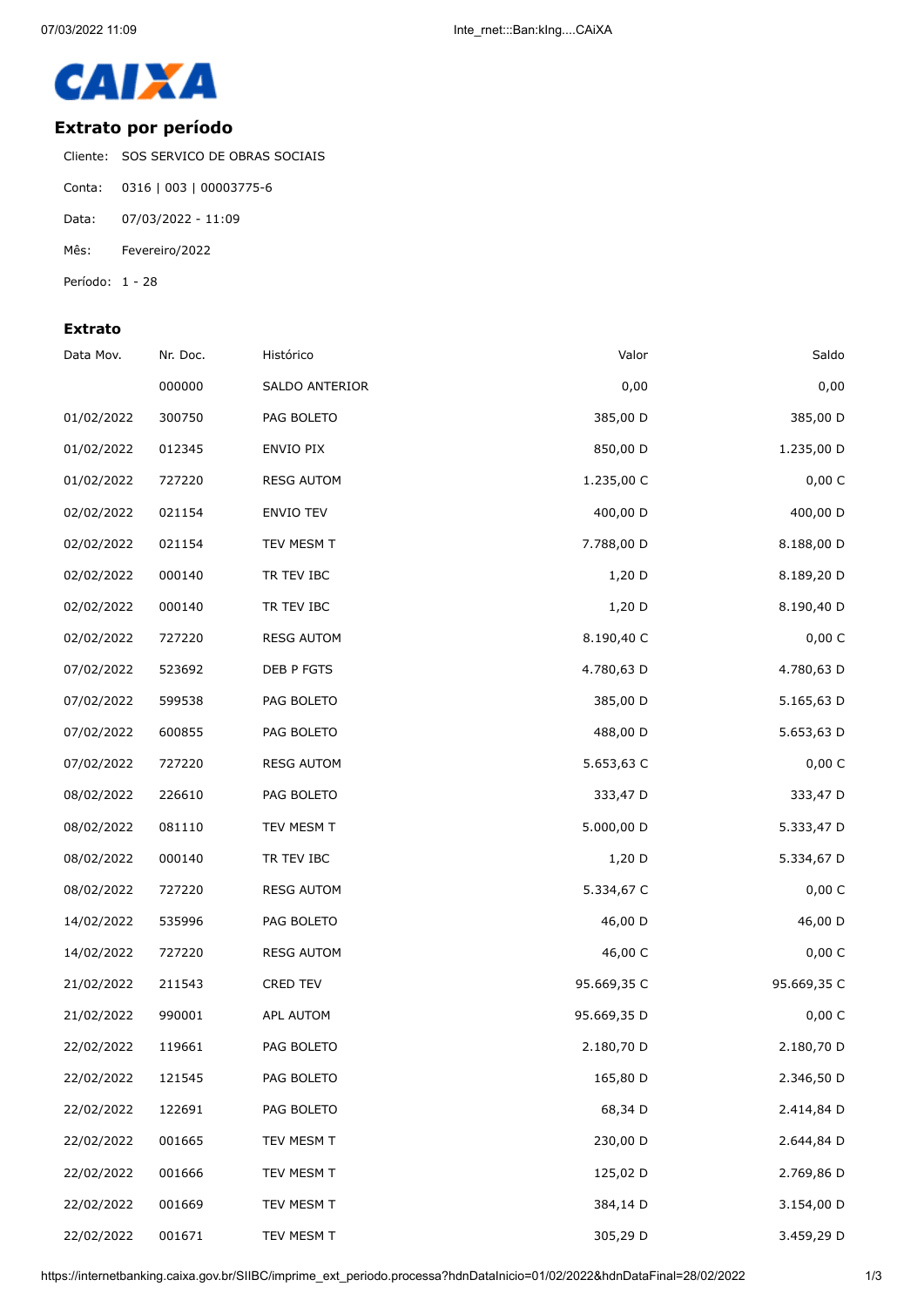CAIXA

## Extrato por período

Cliente: SOS SERVICO DE OBRAS SOCIAIS

Conta: 0316 | 003 | 00003775-6

Data: 07/03/2022 - 11:09

Mês: Fevereiro/2022

Período: 1 - 28

### Extrato

| Data Mov. | Nr. Doc. | Histórico | Valor | Saldo |
|---|---|---|---|---|
| | 000000 | SALDO ANTERIOR | 0,00 | 0,00 |
| 01/02/2022 | 300750 | PAG BOLETO | 385,00 D | 385,00 D |
| 01/02/2022 | 012345 | ENVIO PIX | 850,00 D | 1.235,00 D |
| 01/02/2022 | 727220 | RESG AUTOM | 1.235,00 C | 0,00 C |
| 02/02/2022 | 021154 | ENVIO TEV | 400,00 D | 400,00 D |
| 02/02/2022 | 021154 | TEV MESM T | 7.788,00 D | 8.188,00 D |
| 02/02/2022 | 000140 | TR TEV IBC | 1,20 D | 8.189,20 D |
| 02/02/2022 | 000140 | TR TEV IBC | 1,20 D | 8.190,40 D |
| 02/02/2022 | 727220 | RESG AUTOM | 8.190,40 C | 0,00 C |
| 07/02/2022 | 523692 | DEB P FGTS | 4.780,63 D | 4.780,63 D |
| 07/02/2022 | 599538 | PAG BOLETO | 385,00 D | 5.165,63 D |
| 07/02/2022 | 600855 | PAG BOLETO | 488,00 D | 5.653,63 D |
| 07/02/2022 | 727220 | RESG AUTOM | 5.653,63 C | 0,00 C |
| 08/02/2022 | 226610 | PAG BOLETO | 333,47 D | 333,47 D |
| 08/02/2022 | 081110 | TEV MESM T | 5.000,00 D | 5.333,47 D |
| 08/02/2022 | 000140 | TR TEV IBC | 1,20 D | 5.334,67 D |
| 08/02/2022 | 727220 | RESG AUTOM | 5.334,67 C | 0,00 C |
| 14/02/2022 | 535996 | PAG BOLETO | 46,00 D | 46,00 D |
| 14/02/2022 | 727220 | RESG AUTOM | 46,00 C | 0,00 C |
| 21/02/2022 | 211543 | CRED TEV | 95.669,35 C | 95.669,35 C |
| 21/02/2022 | 990001 | APL AUTOM | 95.669,35 D | 0,00 C |
| 22/02/2022 | 119661 | PAG BOLETO | 2.180,70 D | 2.180,70 D |
| 22/02/2022 | 121545 | PAG BOLETO | 165,80 D | 2.346,50 D |
| 22/02/2022 | 122691 | PAG BOLETO | 68,34 D | 2.414,84 D |
| 22/02/2022 | 001665 | TEV MESM T | 230,00 D | 2.644,84 D |
| 22/02/2022 | 001666 | TEV MESM T | 125,02 D | 2.769,86 D |
| 22/02/2022 | 001669 | TEV MESM T | 384,14 D | 3.154,00 D |
| 22/02/2022 | 001671 | TEV MESM T | 305,29 D | 3.459,29 D |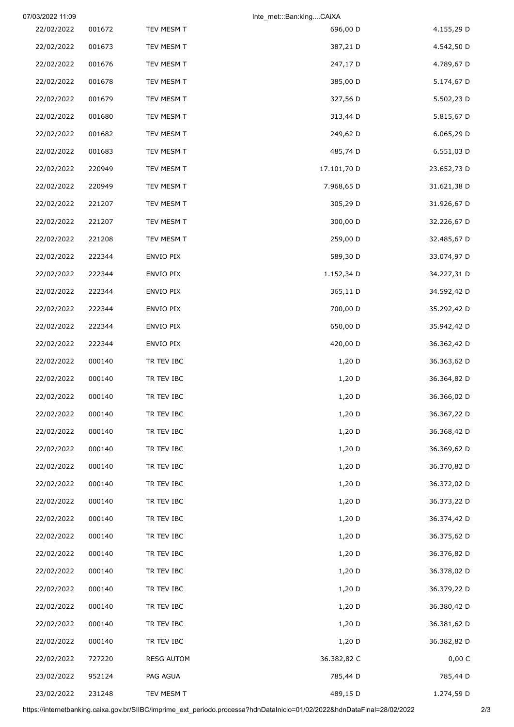| | | | | |
|---|---|---|---|---|
| 22/02/2022 | 001672 | TEV MESM T | 696,00 D | 4.155,29 D |
| 22/02/2022 | 001673 | TEV MESM T | 387,21 D | 4.542,50 D |
| 22/02/2022 | 001676 | TEV MESM T | 247,17 D | 4.789,67 D |
| 22/02/2022 | 001678 | TEV MESM T | 385,00 D | 5.174,67 D |
| 22/02/2022 | 001679 | TEV MESM T | 327,56 D | 5.502,23 D |
| 22/02/2022 | 001680 | TEV MESM T | 313,44 D | 5.815,67 D |
| 22/02/2022 | 001682 | TEV MESM T | 249,62 D | 6.065,29 D |
| 22/02/2022 | 001683 | TEV MESM T | 485,74 D | 6.551,03 D |
| 22/02/2022 | 220949 | TEV MESM T | 17.101,70 D | 23.652,73 D |
| 22/02/2022 | 220949 | TEV MESM T | 7.968,65 D | 31.621,38 D |
| 22/02/2022 | 221207 | TEV MESM T | 305,29 D | 31.926,67 D |
| 22/02/2022 | 221207 | TEV MESM T | 300,00 D | 32.226,67 D |
| 22/02/2022 | 221208 | TEV MESM T | 259,00 D | 32.485,67 D |
| 22/02/2022 | 222344 | ENVIO PIX | 589,30 D | 33.074,97 D |
| 22/02/2022 | 222344 | ENVIO PIX | 1.152,34 D | 34.227,31 D |
| 22/02/2022 | 222344 | ENVIO PIX | 365,11 D | 34.592,42 D |
| 22/02/2022 | 222344 | ENVIO PIX | 700,00 D | 35.292,42 D |
| 22/02/2022 | 222344 | ENVIO PIX | 650,00 D | 35.942,42 D |
| 22/02/2022 | 222344 | ENVIO PIX | 420,00 D | 36.362,42 D |
| 22/02/2022 | 000140 | TR TEV IBC | 1,20 D | 36.363,62 D |
| 22/02/2022 | 000140 | TR TEV IBC | 1,20 D | 36.364,82 D |
| 22/02/2022 | 000140 | TR TEV IBC | 1,20 D | 36.366,02 D |
| 22/02/2022 | 000140 | TR TEV IBC | 1,20 D | 36.367,22 D |
| 22/02/2022 | 000140 | TR TEV IBC | 1,20 D | 36.368,42 D |
| 22/02/2022 | 000140 | TR TEV IBC | 1,20 D | 36.369,62 D |
| 22/02/2022 | 000140 | TR TEV IBC | 1,20 D | 36.370,82 D |
| 22/02/2022 | 000140 | TR TEV IBC | 1,20 D | 36.372,02 D |
| 22/02/2022 | 000140 | TR TEV IBC | 1,20 D | 36.373,22 D |
| 22/02/2022 | 000140 | TR TEV IBC | 1,20 D | 36.374,42 D |
| 22/02/2022 | 000140 | TR TEV IBC | 1,20 D | 36.375,62 D |
| 22/02/2022 | 000140 | TR TEV IBC | 1,20 D | 36.376,82 D |
| 22/02/2022 | 000140 | TR TEV IBC | 1,20 D | 36.378,02 D |
| 22/02/2022 | 000140 | TR TEV IBC | 1,20 D | 36.379,22 D |
| 22/02/2022 | 000140 | TR TEV IBC | 1,20 D | 36.380,42 D |
| 22/02/2022 | 000140 | TR TEV IBC | 1,20 D | 36.381,62 D |
| 22/02/2022 | 000140 | TR TEV IBC | 1,20 D | 36.382,82 D |
| 22/02/2022 | 727220 | RESG AUTOM | 36.382,82 C | 0,00 C |
| 23/02/2022 | 952124 | PAG AGUA | 785,44 D | 785,44 D |
| 23/02/2022 | 231248 | TEV MESM T | 489,15 D | 1.274,59 D |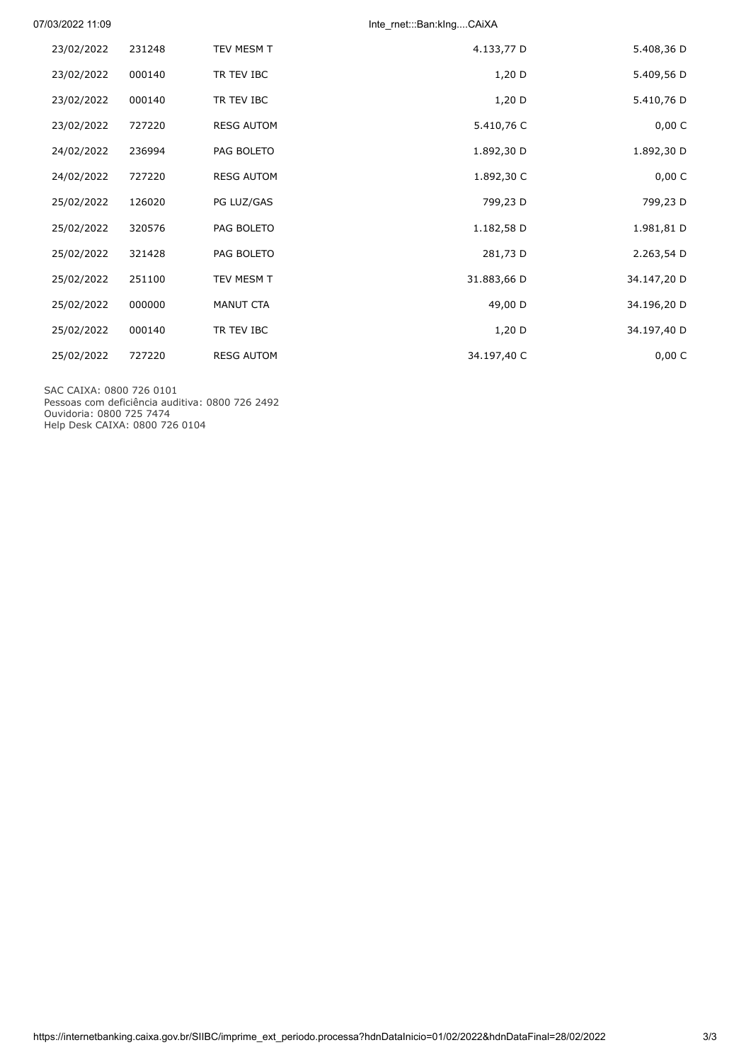| | | | | |
|---|---|---|---|---|
| 23/02/2022 | 231248 | TEV MESM T | 4.133,77 D | 5.408,36 D |
| 23/02/2022 | 000140 | TR TEV IBC | 1,20 D | 5.409,56 D |
| 23/02/2022 | 000140 | TR TEV IBC | 1,20 D | 5.410,76 D |
| 23/02/2022 | 727220 | RESG AUTOM | 5.410,76 C | 0,00 C |
| 24/02/2022 | 236994 | PAG BOLETO | 1.892,30 D | 1.892,30 D |
| 24/02/2022 | 727220 | RESG AUTOM | 1.892,30 C | 0,00 C |
| 25/02/2022 | 126020 | PG LUZ/GAS | 799,23 D | 799,23 D |
| 25/02/2022 | 320576 | PAG BOLETO | 1.182,58 D | 1.981,81 D |
| 25/02/2022 | 321428 | PAG BOLETO | 281,73 D | 2.263,54 D |
| 25/02/2022 | 251100 | TEV MESM T | 31.883,66 D | 34.147,20 D |
| 25/02/2022 | 000000 | MANUT CTA | 49,00 D | 34.196,20 D |
| 25/02/2022 | 000140 | TR TEV IBC | 1,20 D | 34.197,40 D |
| 25/02/2022 | 727220 | RESG AUTOM | 34.197,40 C | 0,00 C |

SAC CAIXA: 0800 726 0101
Pessoas com deficiência auditiva: 0800 726 2492
Ouvidoria: 0800 725 7474
Help Desk CAIXA: 0800 726 0104